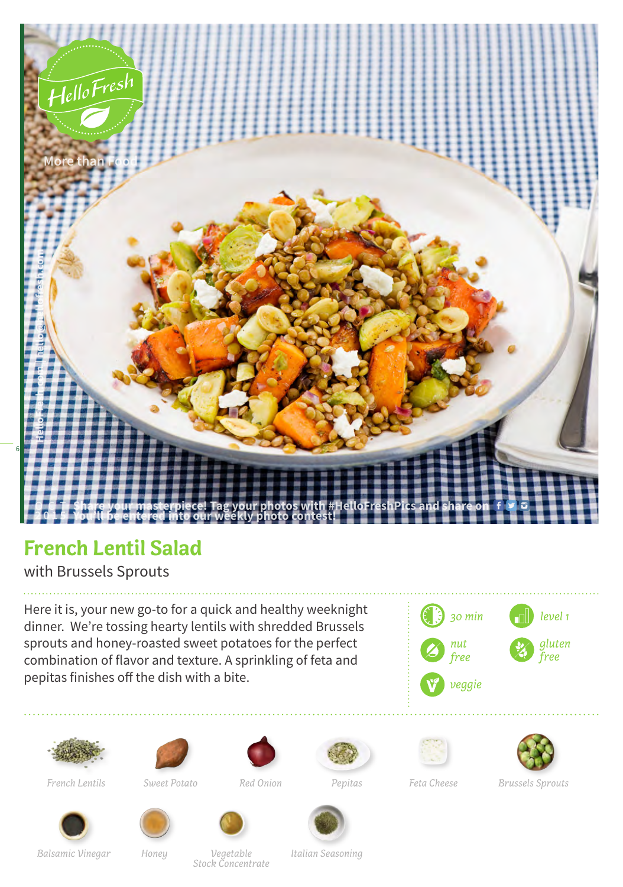# French Lentil Salad

with Brussels Sprouts

Here it is, your new go-to for a quick and healthy weeknight dinner. We're tossing hearty lentils with shredded Brussels sprouts and honey-roasted sweet potatoes for the perfect combination of flavor and texture. A sprinkling of feta and pepitas finishes off the dish with a bite.

- 30 min
- level 1
- nut free
- gluten free
- veggie

French Lentils, Sweet Potato, Red Onion, Pepitas, Feta Cheese, Brussels Sprouts

Balsamic Vinegar, Honey, Vegetable Stock Concentrate, Italian Seasoning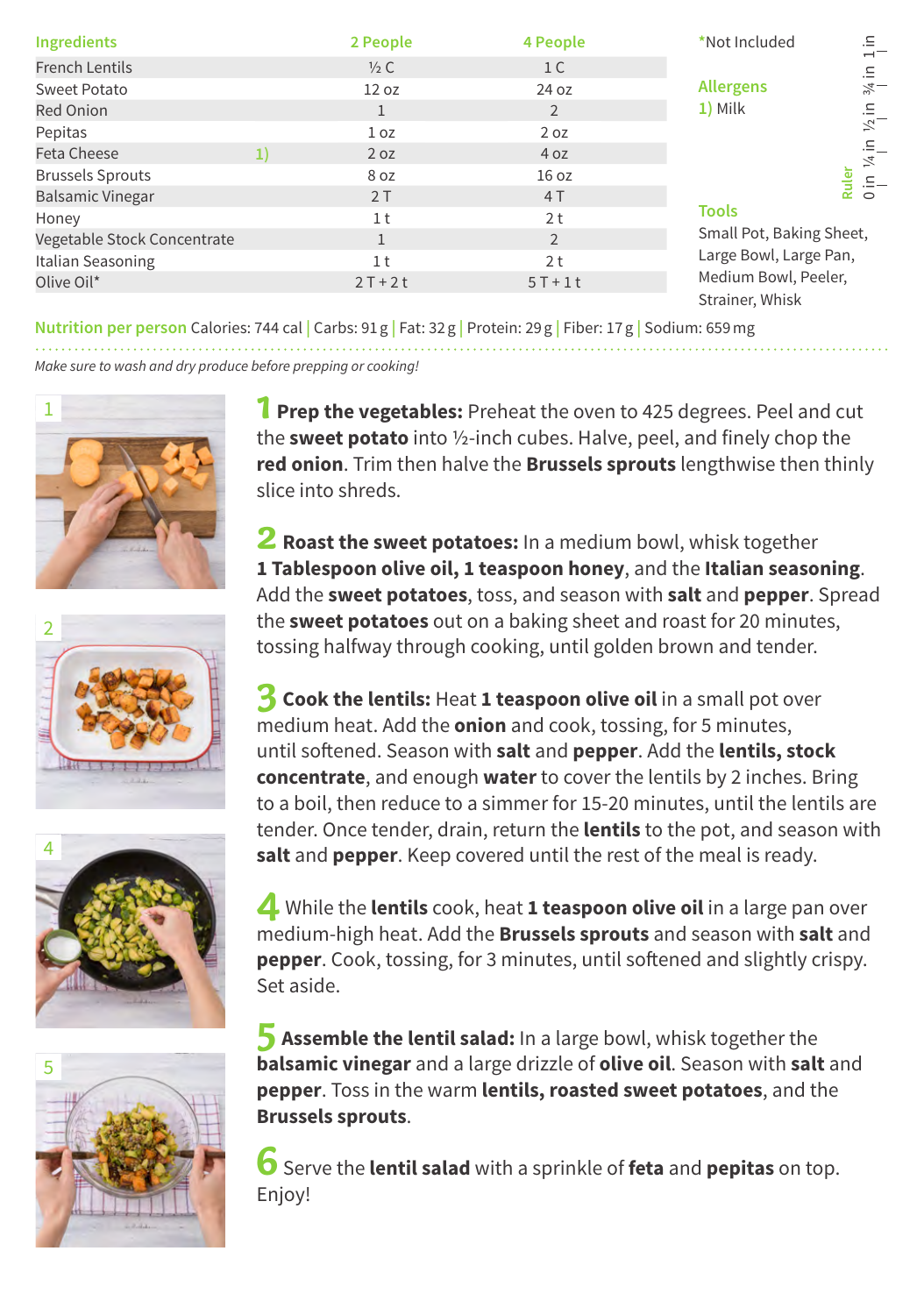| Ingredients | | 2 People | 4 People |
|---|---|---|---|
| French Lentils | | ½ C | 1 C |
| Sweet Potato | | 12 oz | 24 oz |
| Red Onion | | 1 | 2 |
| Pepitas | | 1 oz | 2 oz |
| Feta Cheese | 1) | 2 oz | 4 oz |
| Brussels Sprouts | | 8 oz | 16 oz |
| Balsamic Vinegar | | 2 T | 4 T |
| Honey | | 1 t | 2 t |
| Vegetable Stock Concentrate | | 1 | 2 |
| Italian Seasoning | | 1 t | 2 t |
| Olive Oil* | | 2 T + 2 t | 5 T + 1 t |

*Not Included

**Allergens**
1) Milk

Ruler
0 in | ¼ in | ½ in | ¾ in | 1 in

**Tools**
Small Pot, Baking Sheet, Large Bowl, Large Pan, Medium Bowl, Peeler, Strainer, Whisk

**Nutrition per person** Calories: 744 cal | Carbs: 91 g | Fat: 32 g | Protein: 29 g | Fiber: 17 g | Sodium: 659 mg

*Make sure to wash and dry produce before prepping or cooking!*

1

2

4

5

**1 Prep the vegetables:** Preheat the oven to 425 degrees. Peel and cut the **sweet potato** into ½-inch cubes. Halve, peel, and finely chop the **red onion**. Trim then halve the **Brussels sprouts** lengthwise then thinly slice into shreds.

**2 Roast the sweet potatoes:** In a medium bowl, whisk together **1 Tablespoon olive oil, 1 teaspoon honey**, and the **Italian seasoning**. Add the **sweet potatoes**, toss, and season with **salt** and **pepper**. Spread the **sweet potatoes** out on a baking sheet and roast for 20 minutes, tossing halfway through cooking, until golden brown and tender.

**3 Cook the lentils:** Heat **1 teaspoon olive oil** in a small pot over medium heat. Add the **onion** and cook, tossing, for 5 minutes, until softened. Season with **salt** and **pepper**. Add the **lentils, stock concentrate**, and enough **water** to cover the lentils by 2 inches. Bring to a boil, then reduce to a simmer for 15-20 minutes, until the lentils are tender. Once tender, drain, return the **lentils** to the pot, and season with **salt** and **pepper**. Keep covered until the rest of the meal is ready.

**4** While the **lentils** cook, heat **1 teaspoon olive oil** in a large pan over medium-high heat. Add the **Brussels sprouts** and season with **salt** and **pepper**. Cook, tossing, for 3 minutes, until softened and slightly crispy. Set aside.

**5 Assemble the lentil salad:** In a large bowl, whisk together the **balsamic vinegar** and a large drizzle of **olive oil**. Season with **salt** and **pepper**. Toss in the warm **lentils, roasted sweet potatoes**, and the **Brussels sprouts**.

**6** Serve the **lentil salad** with a sprinkle of **feta** and **pepitas** on top. Enjoy!